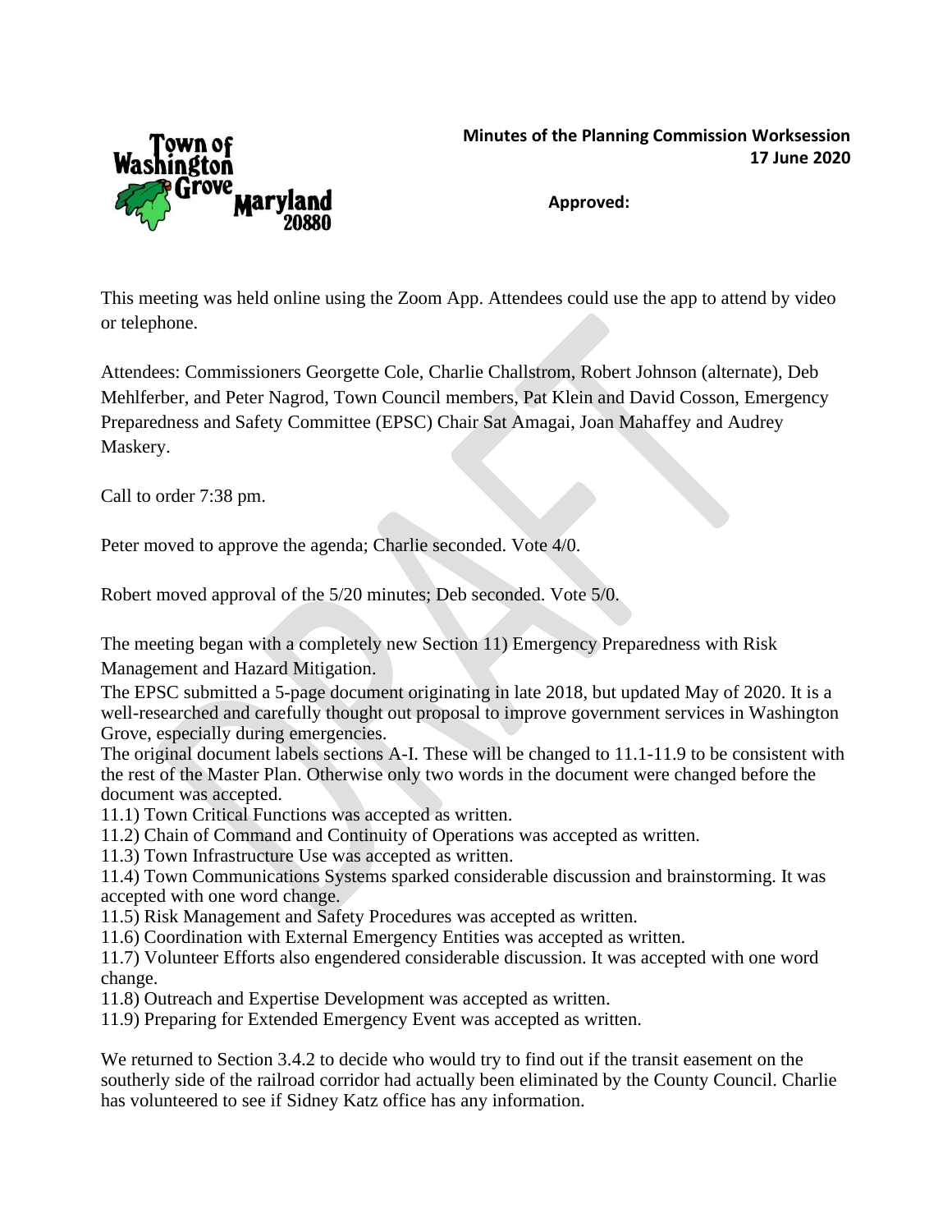Town of Washington Grove Maryland 20880

**Minutes of the Planning Commission Worksession**
**17 June 2020**

**Approved:**

This meeting was held online using the Zoom App. Attendees could use the app to attend by video or telephone.

Attendees: Commissioners Georgette Cole, Charlie Challstrom, Robert Johnson (alternate), Deb Mehlferber, and Peter Nagrod, Town Council members, Pat Klein and David Cosson, Emergency Preparedness and Safety Committee (EPSC) Chair Sat Amagai, Joan Mahaffey and Audrey Maskery.

Call to order 7:38 pm.

Peter moved to approve the agenda; Charlie seconded. Vote 4/0.

Robert moved approval of the 5/20 minutes; Deb seconded. Vote 5/0.

The meeting began with a completely new Section 11) Emergency Preparedness with Risk Management and Hazard Mitigation.

The EPSC submitted a 5-page document originating in late 2018, but updated May of 2020. It is a well-researched and carefully thought out proposal to improve government services in Washington Grove, especially during emergencies.

The original document labels sections A-I. These will be changed to 11.1-11.9 to be consistent with the rest of the Master Plan. Otherwise only two words in the document were changed before the document was accepted.

11.1) Town Critical Functions was accepted as written.
11.2) Chain of Command and Continuity of Operations was accepted as written.
11.3) Town Infrastructure Use was accepted as written.
11.4) Town Communications Systems sparked considerable discussion and brainstorming. It was accepted with one word change.
11.5) Risk Management and Safety Procedures was accepted as written.
11.6) Coordination with External Emergency Entities was accepted as written.
11.7) Volunteer Efforts also engendered considerable discussion. It was accepted with one word change.
11.8) Outreach and Expertise Development was accepted as written.
11.9) Preparing for Extended Emergency Event was accepted as written.

We returned to Section 3.4.2 to decide who would try to find out if the transit easement on the southerly side of the railroad corridor had actually been eliminated by the County Council. Charlie has volunteered to see if Sidney Katz office has any information.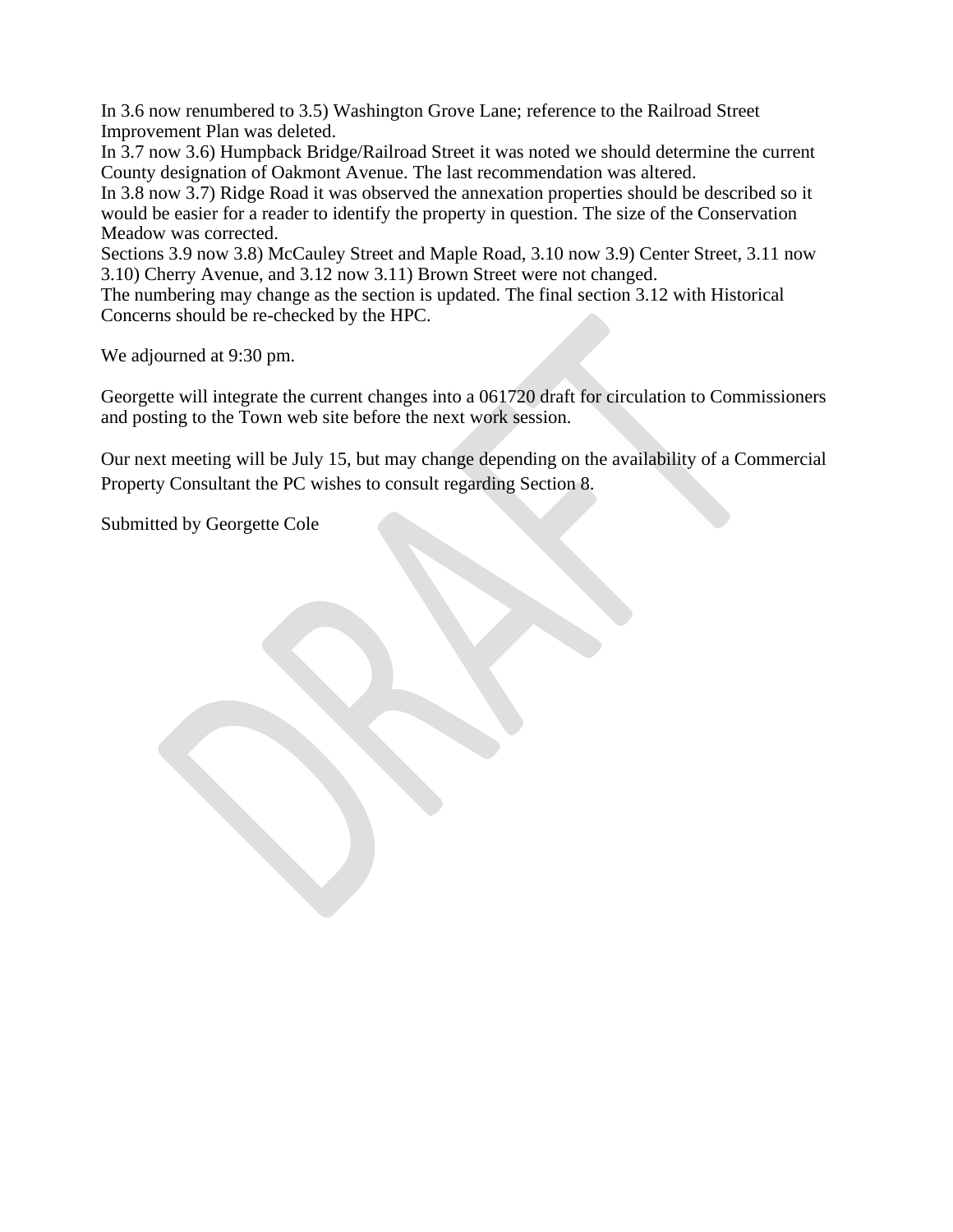In 3.6 now renumbered to 3.5) Washington Grove Lane; reference to the Railroad Street Improvement Plan was deleted.
In 3.7 now 3.6) Humpback Bridge/Railroad Street it was noted we should determine the current County designation of Oakmont Avenue. The last recommendation was altered.
In 3.8 now 3.7) Ridge Road it was observed the annexation properties should be described so it would be easier for a reader to identify the property in question. The size of the Conservation Meadow was corrected.
Sections 3.9 now 3.8) McCauley Street and Maple Road, 3.10 now 3.9) Center Street, 3.11 now 3.10) Cherry Avenue, and 3.12 now 3.11) Brown Street were not changed.
The numbering may change as the section is updated. The final section 3.12 with Historical Concerns should be re-checked by the HPC.

We adjourned at 9:30 pm.

Georgette will integrate the current changes into a 061720 draft for circulation to Commissioners and posting to the Town web site before the next work session.

Our next meeting will be July 15, but may change depending on the availability of a Commercial Property Consultant the PC wishes to consult regarding Section 8.

Submitted by Georgette Cole